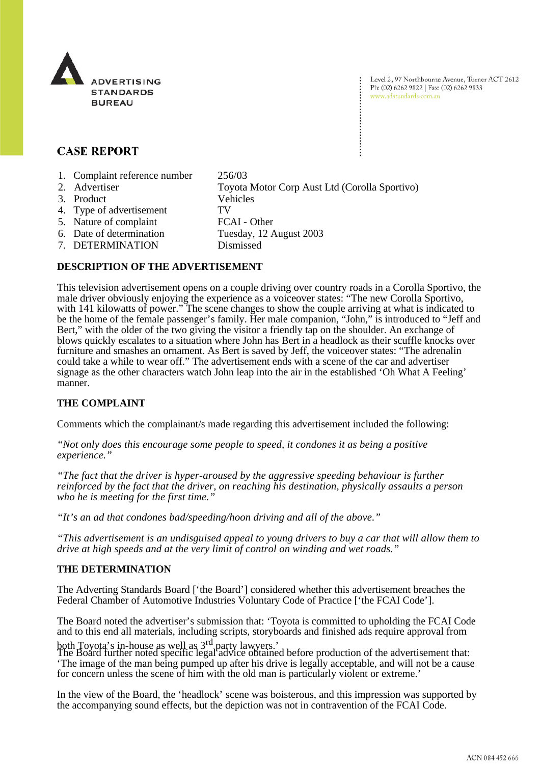ADVERTISING STANDARDS BUREAU

Level 2, 97 Northbourne Avenue, Turner ACT 2612
Ph: (02) 6262 9822 | Fax: (02) 6262 9833
www.adstandards.com.au

# CASE REPORT

| | | |
|---|---|---|
| 1. | Complaint reference number | 256/03 |
| 2. | Advertiser | Toyota Motor Corp Aust Ltd (Corolla Sportivo) |
| 3. | Product | Vehicles |
| 4. | Type of advertisement | TV |
| 5. | Nature of complaint | FCAI - Other |
| 6. | Date of determination | Tuesday, 12 August 2003 |
| 7. | DETERMINATION | Dismissed |

## DESCRIPTION OF THE ADVERTISEMENT

This television advertisement opens on a couple driving over country roads in a Corolla Sportivo, the male driver obviously enjoying the experience as a voiceover states: "The new Corolla Sportivo, with 141 kilowatts of power." The scene changes to show the couple arriving at what is indicated to be the home of the female passenger's family. Her male companion, "John," is introduced to "Jeff and Bert," with the older of the two giving the visitor a friendly tap on the shoulder. An exchange of blows quickly escalates to a situation where John has Bert in a headlock as their scuffle knocks over furniture and smashes an ornament. As Bert is saved by Jeff, the voiceover states: "The adrenalin could take a while to wear off." The advertisement ends with a scene of the car and advertiser signage as the other characters watch John leap into the air in the established 'Oh What A Feeling' manner.

## THE COMPLAINT

Comments which the complainant/s made regarding this advertisement included the following:

*"Not only does this encourage some people to speed, it condones it as being a positive experience."*

*"The fact that the driver is hyper-aroused by the aggressive speeding behaviour is further reinforced by the fact that the driver, on reaching his destination, physically assaults a person who he is meeting for the first time."*

*"It's an ad that condones bad/speeding/hoon driving and all of the above."*

*"This advertisement is an undisguised appeal to young drivers to buy a car that will allow them to drive at high speeds and at the very limit of control on winding and wet roads."*

## THE DETERMINATION

The Adverting Standards Board ['the Board'] considered whether this advertisement breaches the Federal Chamber of Automotive Industries Voluntary Code of Practice ['the FCAI Code'].

The Board noted the advertiser's submission that: 'Toyota is committed to upholding the FCAI Code and to this end all materials, including scripts, storyboards and finished ads require approval from both Toyota's in-house as well as 3rd party lawyers.'

The Board further noted specific legal advice obtained before production of the advertisement that: 'The image of the man being pumped up after his drive is legally acceptable, and will not be a cause for concern unless the scene of him with the old man is particularly violent or extreme.'

In the view of the Board, the 'headlock' scene was boisterous, and this impression was supported by the accompanying sound effects, but the depiction was not in contravention of the FCAI Code.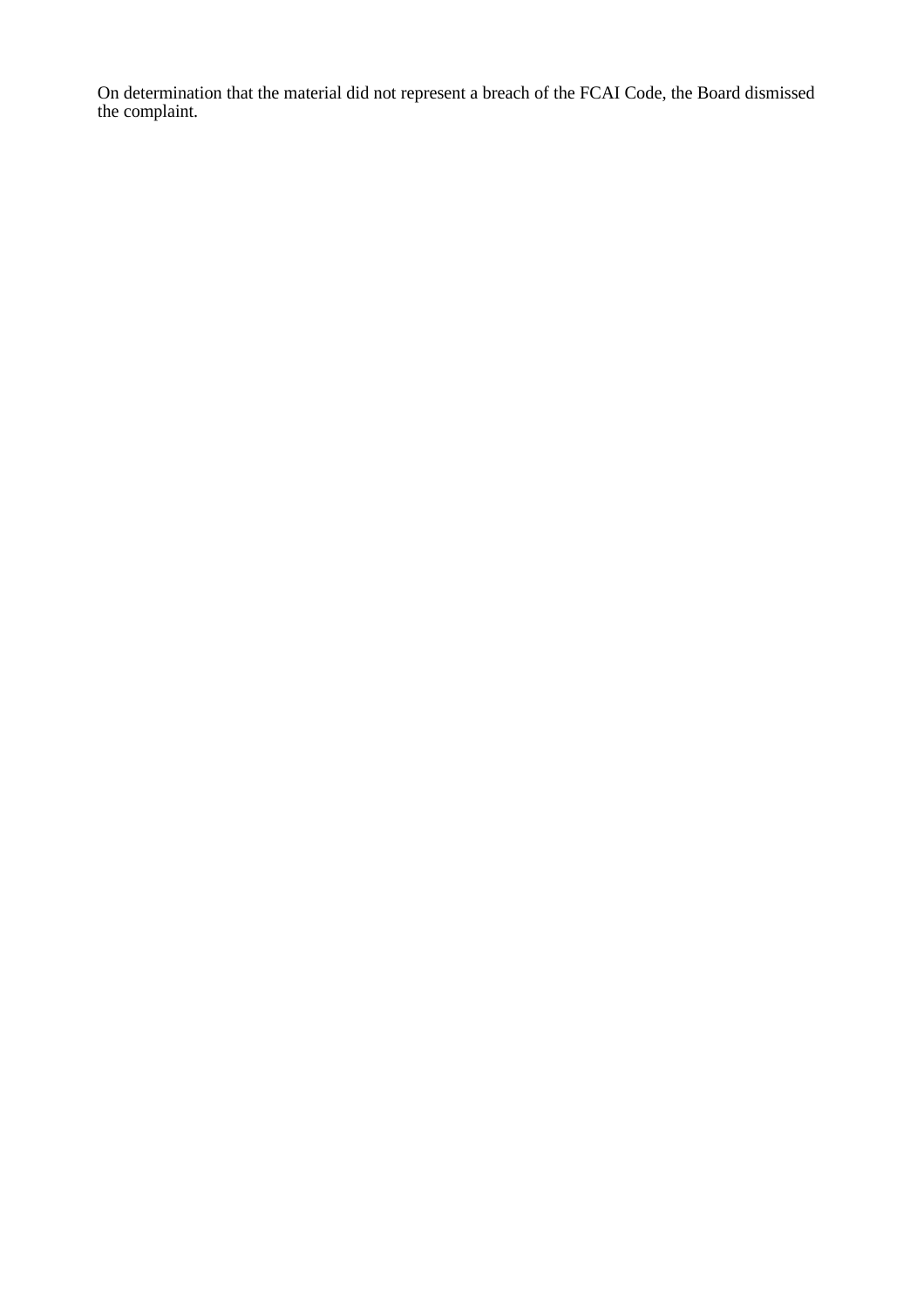On determination that the material did not represent a breach of the FCAI Code, the Board dismissed the complaint.